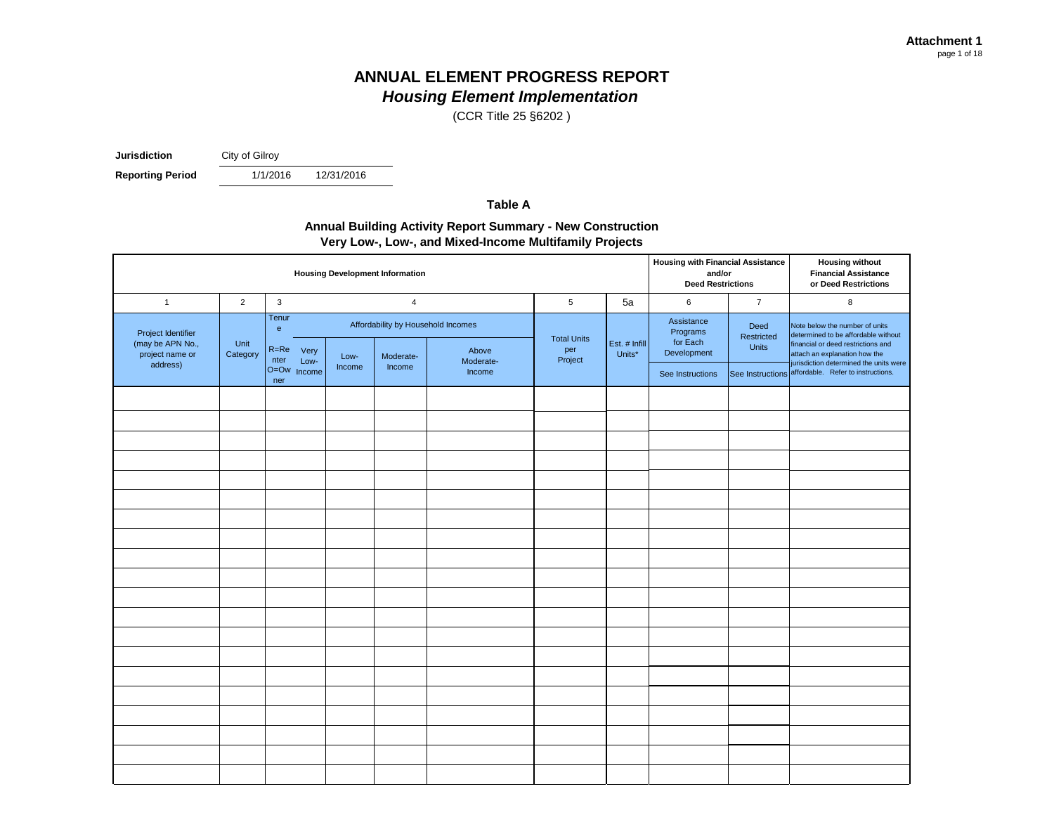**Attachment 1**

# ANNUAL ELEMENT PROGRESS REPORT
## *Housing Element Implementation*

(CCR Title 25 §6202 )

**Jurisdiction** City of Gilroy

**Reporting Period** 1/1/2016 12/31/2016

### Table A

### Annual Building Activity Report Summary - New Construction Very Low-, Low-, and Mixed-Income Multifamily Projects

| Housing Development Information | | | | | | | | | Housing with Financial Assistance and/or Deed Restrictions | | Housing without Financial Assistance or Deed Restrictions |
|---|---|---|---|---|---|---|---|---|---|---|---|
| 1 | 2 | 3 | 4 | | | | 5 | 5a | 6 | 7 | 8 |
| Project Identifier (may be APN No., project name or address) | Unit Category | Tenure R=Renter O=Owner | Affordability by Household Incomes | | | | Total Units per Project | Est. # Infill Units* | Assistance Programs for Each Development | Deed Restricted Units | Note below the number of units determined to be affordable without financial or deed restrictions and attach an explanation how the jurisdiction determined the units were affordable. Refer to instructions. |
| | | | Very Low-Income | Low-Income | Moderate-Income | Above Moderate-Income | | | See Instructions | See Instructions | |
| | | | | | | | | | | | |
| | | | | | | | | | | | |
| | | | | | | | | | | | |
| | | | | | | | | | | | |
| | | | | | | | | | | | |
| | | | | | | | | | | | |
| | | | | | | | | | | | |
| | | | | | | | | | | | |
| | | | | | | | | | | | |
| | | | | | | | | | | | |
| | | | | | | | | | | | |
| | | | | | | | | | | | |
| | | | | | | | | | | | |
| | | | | | | | | | | | |
| | | | | | | | | | | | |
| | | | | | | | | | | | |
| | | | | | | | | | | | |
| | | | | | | | | | | | |
| | | | | | | | | | | | |
| | | | | | | | | | | | |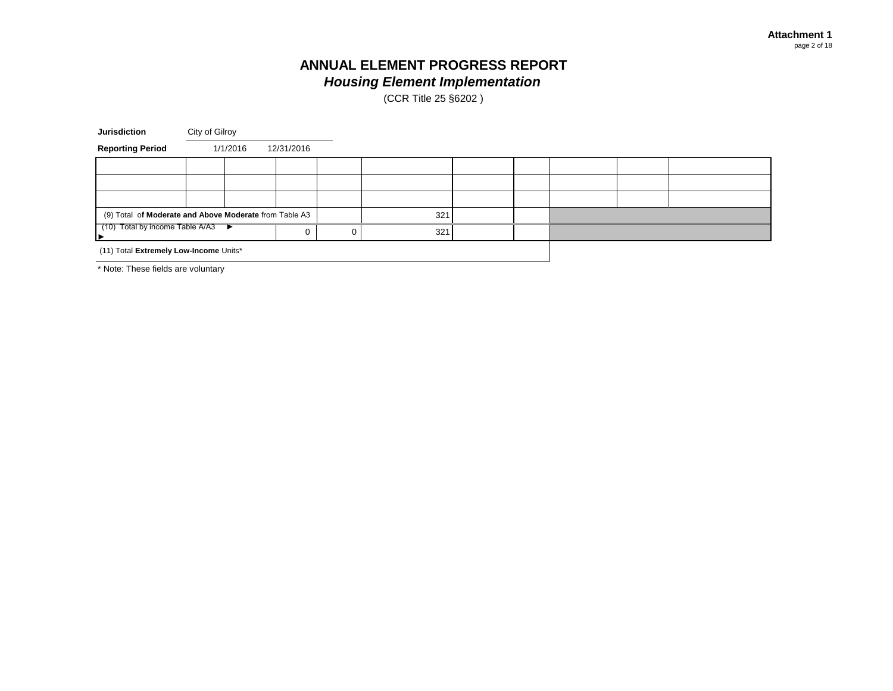# ANNUAL ELEMENT PROGRESS REPORT

## *Housing Element Implementation*

(CCR Title 25 §6202 )

**Jurisdiction** City of Gilroy

**Reporting Period** 1/1/2016 12/31/2016

| | | | | | | | | | | |
|---|---|---|---|---|---|---|---|---|---|---|
| | | | | | | | | | | |
| | | | | | | | | | | |
| | | | | | | | | | | |
| (9) Total of **Moderate and Above Moderate** from Table A3 | | | | | 321 | | | | | |
| (10) Total by income Table A/A3 ► ► | | | 0 | 0 | 321 | | | | | |
| (11) Total **Extremely Low-Income** Units* | | | | | | | | | | |

\* Note: These fields are voluntary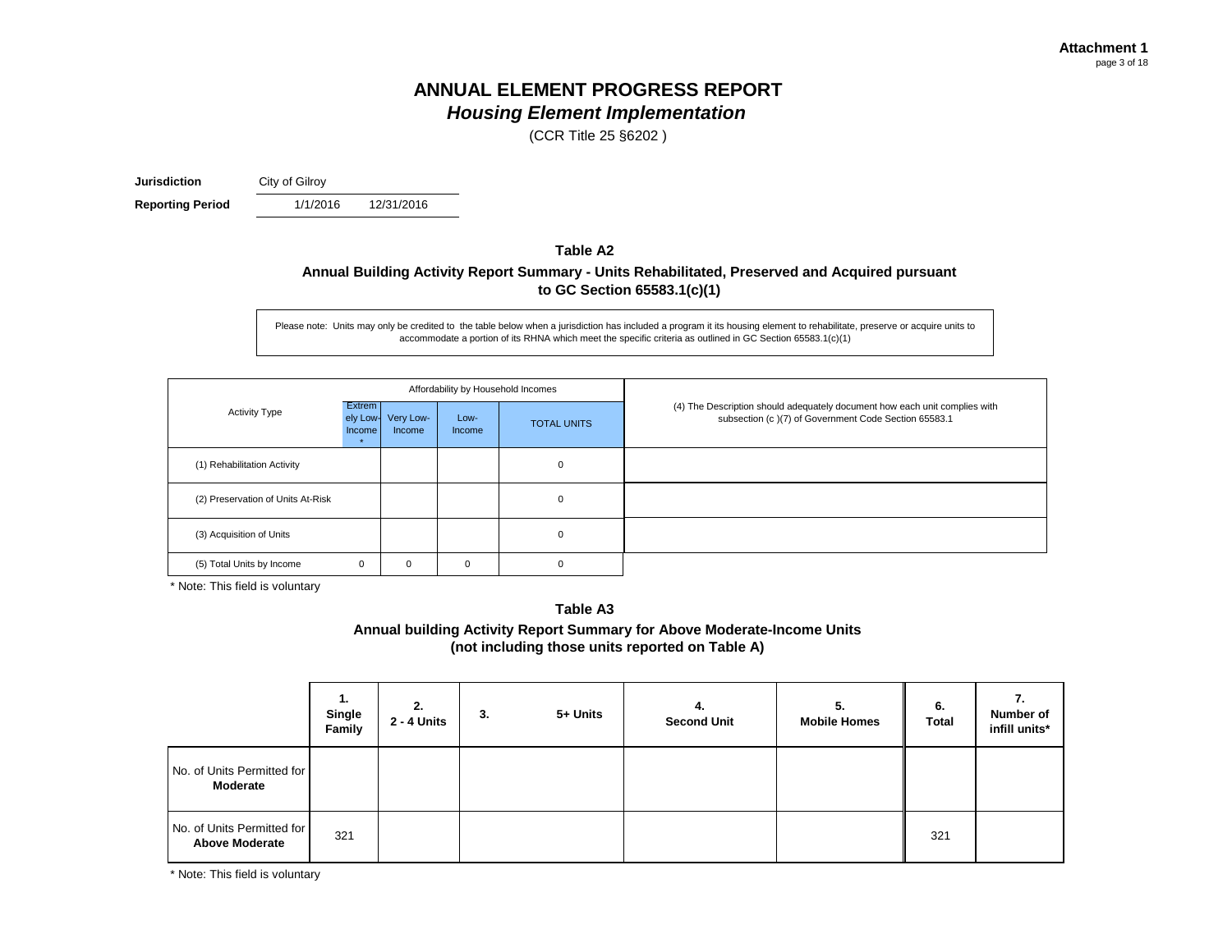**Attachment 1**

# ANNUAL ELEMENT PROGRESS REPORT
## *Housing Element Implementation*
(CCR Title 25 §6202 )

**Jurisdiction** City of Gilroy

**Reporting Period** 1/1/2016 12/31/2016

### Table A2

**Annual Building Activity Report Summary - Units Rehabilitated, Preserved and Acquired pursuant to GC Section 65583.1(c)(1)**

Please note: Units may only be credited to the table below when a jurisdiction has included a program it its housing element to rehabilitate, preserve or acquire units to accommodate a portion of its RHNA which meet the specific criteria as outlined in GC Section 65583.1(c)(1)

| Activity Type | Affordability by Household Incomes | | | | (4) The Description should adequately document how each unit complies with subsection (c )(7) of Government Code Section 65583.1 |
|---|---|---|---|---|---|
| | Extremely Low-Income * | Very Low-Income | Low-Income | TOTAL UNITS | |
| (1) Rehabilitation Activity | | | | 0 | |
| (2) Preservation of Units At-Risk | | | | 0 | |
| (3) Acquisition of Units | | | | 0 | |
| (5) Total Units by Income | 0 | 0 | 0 | 0 | |

\* Note: This field is voluntary

### Table A3

**Annual building Activity Report Summary for Above Moderate-Income Units (not including those units reported on Table A)**

| | 1. Single Family | 2. 2 - 4 Units | 3. 5+ Units | 4. Second Unit | 5. Mobile Homes | 6. Total | 7. Number of infill units* |
|---|---|---|---|---|---|---|---|
| No. of Units Permitted for **Moderate** | | | | | | | |
| No. of Units Permitted for **Above Moderate** | 321 | | | | | 321 | |

\* Note: This field is voluntary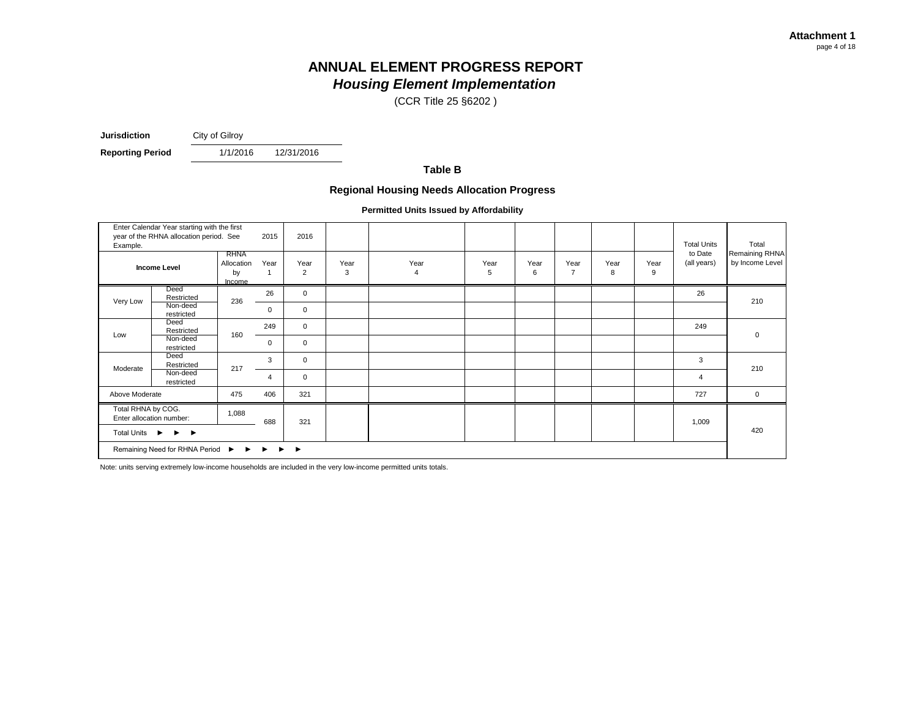**Attachment 1**

# ANNUAL ELEMENT PROGRESS REPORT
## *Housing Element Implementation*

(CCR Title 25 §6202 )

**Jurisdiction** City of Gilroy

**Reporting Period** 1/1/2016 12/31/2016

### Table B

### Regional Housing Needs Allocation Progress

**Permitted Units Issued by Affordability**

| Enter Calendar Year starting with the first year of the RHNA allocation period. See Example. | | | 2015 | 2016 | | | | | | | | Total Units to Date (all years) | Total Remaining RHNA by Income Level |
|---|---|---|---|---|---|---|---|---|---|---|---|---|---|
| **Income Level** | | RHNA Allocation by Income | Year 1 | Year 2 | Year 3 | Year 4 | Year 5 | Year 6 | Year 7 | Year 8 | Year 9 | | |
| Very Low | Deed Restricted | 236 | 26 | 0 | | | | | | | | 26 | 210 |
| | Non-deed restricted | | 0 | 0 | | | | | | | | | |
| Low | Deed Restricted | 160 | 249 | 0 | | | | | | | | 249 | 0 |
| | Non-deed restricted | | 0 | 0 | | | | | | | | | |
| Moderate | Deed Restricted | 217 | 3 | 0 | | | | | | | | 3 | 210 |
| | Non-deed restricted | | 4 | 0 | | | | | | | | 4 | |
| Above Moderate | | 475 | 406 | 321 | | | | | | | | 727 | 0 |
| Total RHNA by COG. Enter allocation number: | | 1,088 | | | | | | | | | | | |
| Total Units ► ► ► | | | 688 | 321 | | | | | | | | 1,009 | 420 |
| Remaining Need for RHNA Period ► ► ► ► ► | | | | | | | | | | | | | |

Note: units serving extremely low-income households are included in the very low-income permitted units totals.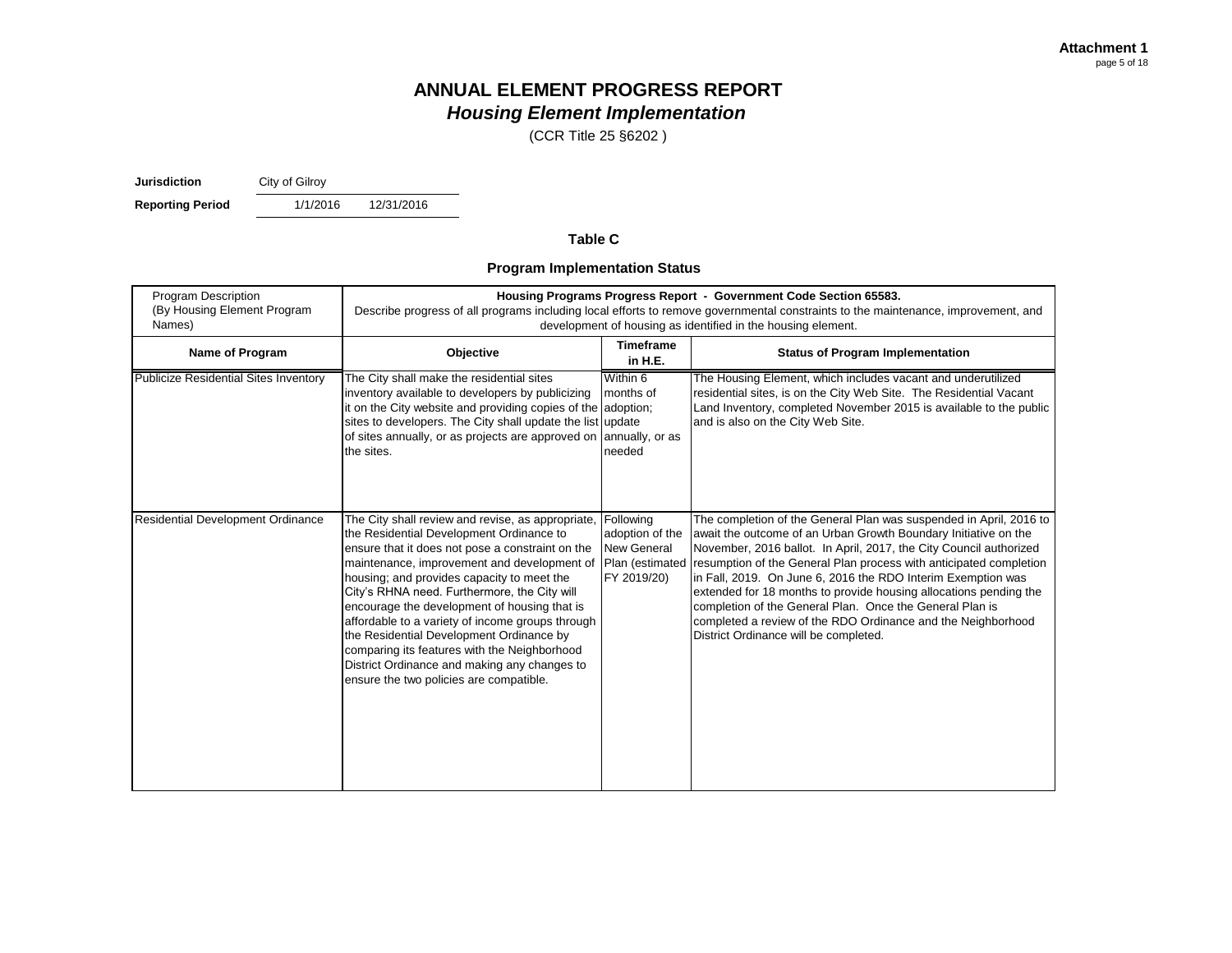**Attachment 1**

# ANNUAL ELEMENT PROGRESS REPORT
## *Housing Element Implementation*

(CCR Title 25 §6202 )

**Jurisdiction** City of Gilroy

**Reporting Period** 1/1/2016 12/31/2016

### Table C

### Program Implementation Status

| Program Description (By Housing Element Program Names) | **Housing Programs Progress Report - Government Code Section 65583.** Describe progress of all programs including local efforts to remove governmental constraints to the maintenance, improvement, and development of housing as identified in the housing element. | | |
|---|---|---|---|
| **Name of Program** | **Objective** | **Timeframe in H.E.** | **Status of Program Implementation** |
| Publicize Residential Sites Inventory | The City shall make the residential sites inventory available to developers by publicizing it on the City website and providing copies of the sites to developers. The City shall update the list of sites annually, or as projects are approved on the sites. | Within 6 months of adoption; update annually, or as needed | The Housing Element, which includes vacant and underutilized residential sites, is on the City Web Site. The Residential Vacant Land Inventory, completed November 2015 is available to the public and is also on the City Web Site. |
| Residential Development Ordinance | The City shall review and revise, as appropriate, the Residential Development Ordinance to ensure that it does not pose a constraint on the maintenance, improvement and development of housing; and provides capacity to meet the City's RHNA need. Furthermore, the City will encourage the development of housing that is affordable to a variety of income groups through the Residential Development Ordinance by comparing its features with the Neighborhood District Ordinance and making any changes to ensure the two policies are compatible. | Following adoption of the New General Plan (estimated FY 2019/20) | The completion of the General Plan was suspended in April, 2016 to await the outcome of an Urban Growth Boundary Initiative on the November, 2016 ballot. In April, 2017, the City Council authorized resumption of the General Plan process with anticipated completion in Fall, 2019. On June 6, 2016 the RDO Interim Exemption was extended for 18 months to provide housing allocations pending the completion of the General Plan. Once the General Plan is completed a review of the RDO Ordinance and the Neighborhood District Ordinance will be completed. |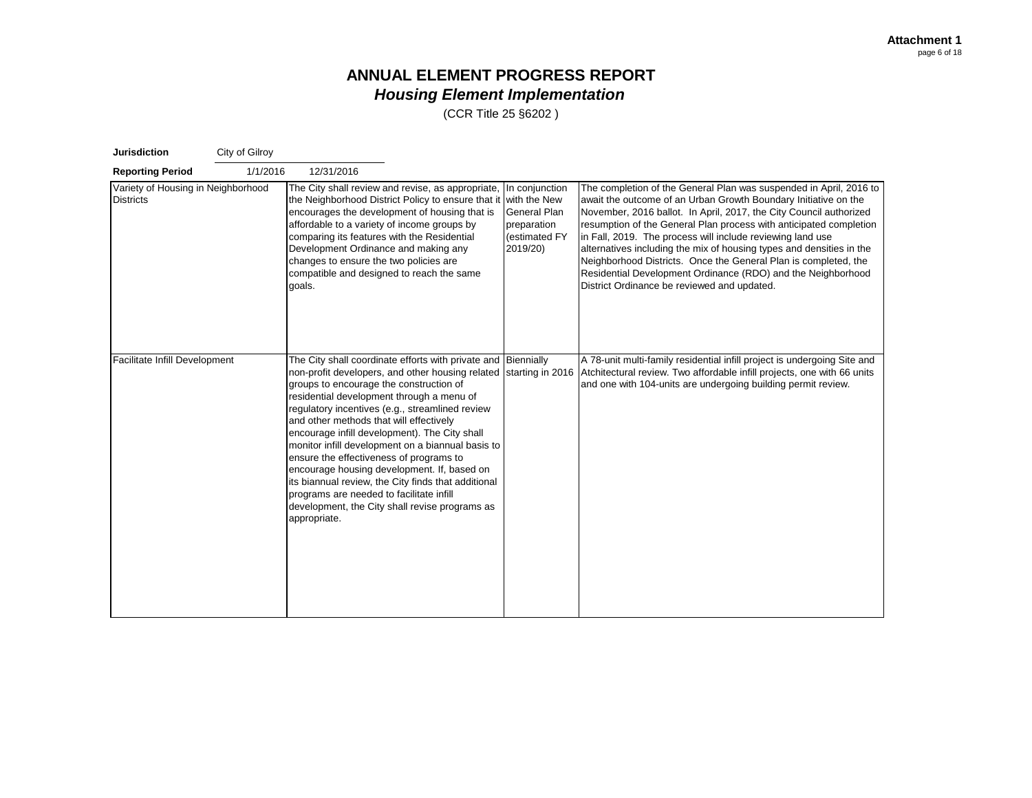**Attachment 1**

# ANNUAL ELEMENT PROGRESS REPORT
## *Housing Element Implementation*
(CCR Title 25 §6202 )

**Jurisdiction** City of Gilroy

**Reporting Period** 1/1/2016 12/31/2016

| | | | |
|---|---|---|---|
| Variety of Housing in Neighborhood Districts | The City shall review and revise, as appropriate, the Neighborhood District Policy to ensure that it encourages the development of housing that is affordable to a variety of income groups by comparing its features with the Residential Development Ordinance and making any changes to ensure the two policies are compatible and designed to reach the same goals. | In conjunction with the New General Plan preparation (estimated FY 2019/20) | The completion of the General Plan was suspended in April, 2016 to await the outcome of an Urban Growth Boundary Initiative on the November, 2016 ballot. In April, 2017, the City Council authorized resumption of the General Plan process with anticipated completion in Fall, 2019. The process will include reviewing land use alternatives including the mix of housing types and densities in the Neighborhood Districts. Once the General Plan is completed, the Residential Development Ordinance (RDO) and the Neighborhood District Ordinance be reviewed and updated. |
| Facilitate Infill Development | The City shall coordinate efforts with private and non-profit developers, and other housing related groups to encourage the construction of residential development through a menu of regulatory incentives (e.g., streamlined review and other methods that will effectively encourage infill development). The City shall monitor infill development on a biannual basis to ensure the effectiveness of programs to encourage housing development. If, based on its biannual review, the City finds that additional programs are needed to facilitate infill development, the City shall revise programs as appropriate. | Biennially starting in 2016 | A 78-unit multi-family residential infill project is undergoing Site and Atchitectural review. Two affordable infill projects, one with 66 units and one with 104-units are undergoing building permit review. |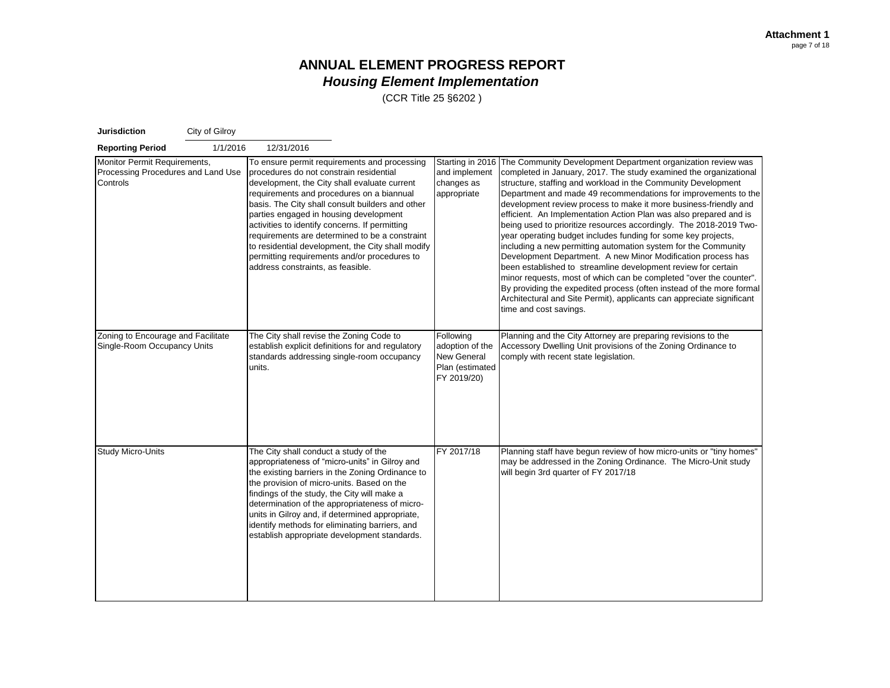**Attachment 1**

# ANNUAL ELEMENT PROGRESS REPORT

## *Housing Element Implementation*

(CCR Title 25 §6202 )

**Jurisdiction** City of Gilroy

**Reporting Period** 1/1/2016 12/31/2016

| | | | |
|---|---|---|---|
| Monitor Permit Requirements, Processing Procedures and Land Use Controls | To ensure permit requirements and processing procedures do not constrain residential development, the City shall evaluate current requirements and procedures on a biannual basis. The City shall consult builders and other parties engaged in housing development activities to identify concerns. If permitting requirements are determined to be a constraint to residential development, the City shall modify permitting requirements and/or procedures to address constraints, as feasible. | Starting in 2016 and implement changes as appropriate | The Community Development Department organization review was completed in January, 2017. The study examined the organizational structure, staffing and workload in the Community Development Department and made 49 recommendations for improvements to the development review process to make it more business-friendly and efficient. An Implementation Action Plan was also prepared and is being used to prioritize resources accordingly. The 2018-2019 Two-year operating budget includes funding for some key projects, including a new permitting automation system for the Community Development Department. A new Minor Modification process has been established to streamline development review for certain minor requests, most of which can be completed "over the counter". By providing the expedited process (often instead of the more formal Architectural and Site Permit), applicants can appreciate significant time and cost savings. |
| Zoning to Encourage and Facilitate Single-Room Occupancy Units | The City shall revise the Zoning Code to establish explicit definitions for and regulatory standards addressing single-room occupancy units. | Following adoption of the New General Plan (estimated FY 2019/20) | Planning and the City Attorney are preparing revisions to the Accessory Dwelling Unit provisions of the Zoning Ordinance to comply with recent state legislation. |
| Study Micro-Units | The City shall conduct a study of the appropriateness of "micro-units" in Gilroy and the existing barriers in the Zoning Ordinance to the provision of micro-units. Based on the findings of the study, the City will make a determination of the appropriateness of micro-units in Gilroy and, if determined appropriate, identify methods for eliminating barriers, and establish appropriate development standards. | FY 2017/18 | Planning staff have begun review of how micro-units or "tiny homes" may be addressed in the Zoning Ordinance. The Micro-Unit study will begin 3rd quarter of FY 2017/18 |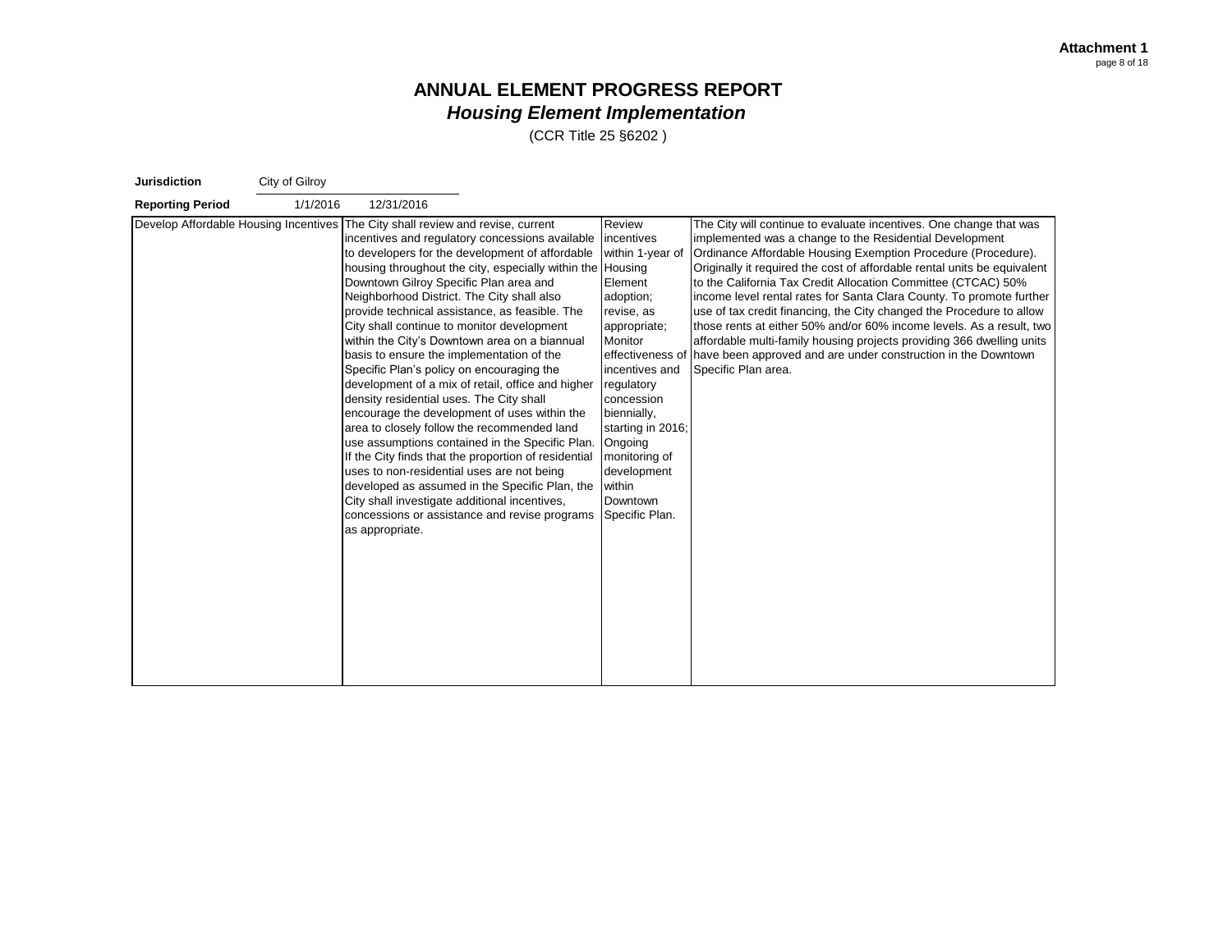**Attachment 1**

# ANNUAL ELEMENT PROGRESS REPORT
## *Housing Element Implementation*

(CCR Title 25 §6202 )

**Jurisdiction** City of Gilroy

**Reporting Period** 1/1/2016 12/31/2016

| | | | |
|---|---|---|---|
| Develop Affordable Housing Incentives | The City shall review and revise, current incentives and regulatory concessions available to developers for the development of affordable housing throughout the city, especially within the Downtown Gilroy Specific Plan area and Neighborhood District. The City shall also provide technical assistance, as feasible. The City shall continue to monitor development within the City's Downtown area on a biannual basis to ensure the implementation of the Specific Plan's policy on encouraging the development of a mix of retail, office and higher density residential uses. The City shall encourage the development of uses within the area to closely follow the recommended land use assumptions contained in the Specific Plan. If the City finds that the proportion of residential uses to non-residential uses are not being developed as assumed in the Specific Plan, the City shall investigate additional incentives, concessions or assistance and revise programs as appropriate. | Review incentives within 1-year of Housing Element adoption; revise, as appropriate; Monitor effectiveness of incentives and regulatory concession biennially, starting in 2016; Ongoing monitoring of development within Downtown Specific Plan. | The City will continue to evaluate incentives. One change that was implemented was a change to the Residential Development Ordinance Affordable Housing Exemption Procedure (Procedure). Originally it required the cost of affordable rental units be equivalent to the California Tax Credit Allocation Committee (CTCAC) 50% income level rental rates for Santa Clara County. To promote further use of tax credit financing, the City changed the Procedure to allow those rents at either 50% and/or 60% income levels. As a result, two affordable multi-family housing projects providing 366 dwelling units have been approved and are under construction in the Downtown Specific Plan area. |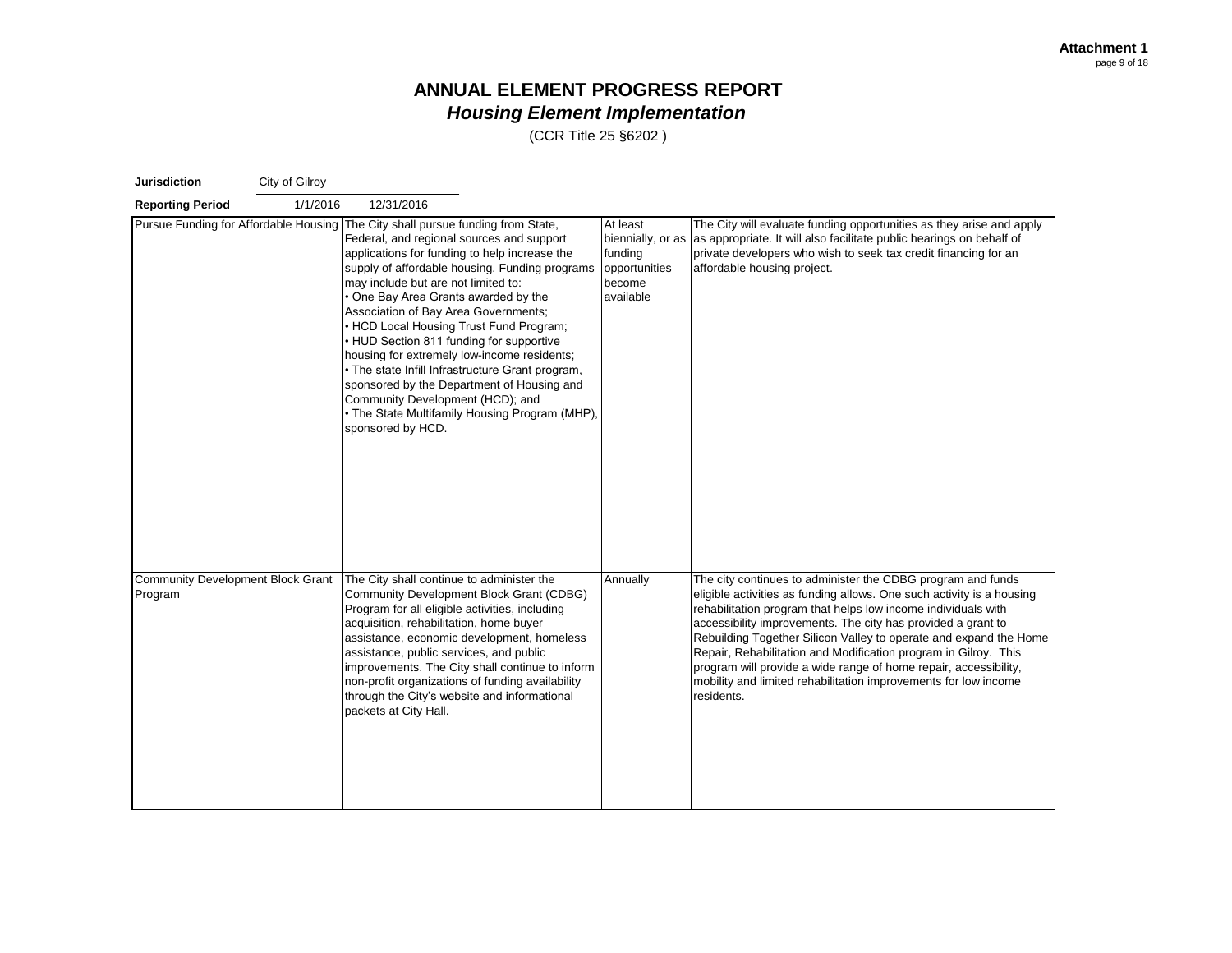**Attachment 1**

# ANNUAL ELEMENT PROGRESS REPORT
## *Housing Element Implementation*
(CCR Title 25 §6202 )

**Jurisdiction** City of Gilroy

**Reporting Period** 1/1/2016 12/31/2016

| | | | |
|---|---|---|---|
| Pursue Funding for Affordable Housing | The City shall pursue funding from State, Federal, and regional sources and support applications for funding to help increase the supply of affordable housing. Funding programs may include but are not limited to:<br>• One Bay Area Grants awarded by the Association of Bay Area Governments;<br>• HCD Local Housing Trust Fund Program;<br>• HUD Section 811 funding for supportive housing for extremely low-income residents;<br>• The state Infill Infrastructure Grant program, sponsored by the Department of Housing and Community Development (HCD); and<br>• The State Multifamily Housing Program (MHP), sponsored by HCD. | At least biennially, or as funding opportunities become available | The City will evaluate funding opportunities as they arise and apply as appropriate. It will also facilitate public hearings on behalf of private developers who wish to seek tax credit financing for an affordable housing project. |
| Community Development Block Grant Program | The City shall continue to administer the Community Development Block Grant (CDBG) Program for all eligible activities, including acquisition, rehabilitation, home buyer assistance, economic development, homeless assistance, public services, and public improvements. The City shall continue to inform non-profit organizations of funding availability through the City's website and informational packets at City Hall. | Annually | The city continues to administer the CDBG program and funds eligible activities as funding allows. One such activity is a housing rehabilitation program that helps low income individuals with accessibility improvements. The city has provided a grant to Rebuilding Together Silicon Valley to operate and expand the Home Repair, Rehabilitation and Modification program in Gilroy. This program will provide a wide range of home repair, accessibility, mobility and limited rehabilitation improvements for low income residents. |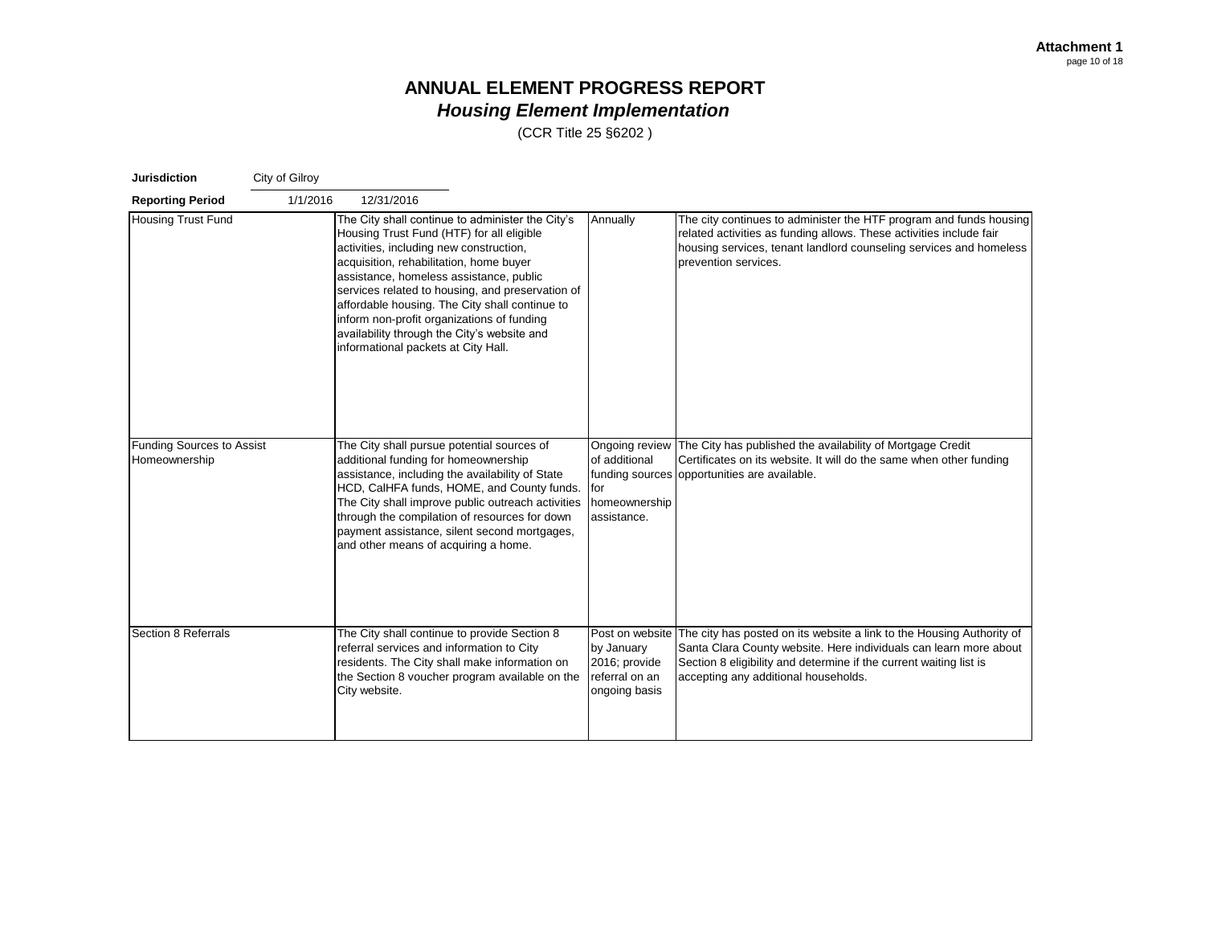**Attachment 1**

# ANNUAL ELEMENT PROGRESS REPORT

## *Housing Element Implementation*

(CCR Title 25 §6202 )

**Jurisdiction** City of Gilroy

**Reporting Period** 1/1/2016 12/31/2016

| | | | |
|---|---|---|---|
| Housing Trust Fund | The City shall continue to administer the City's Housing Trust Fund (HTF) for all eligible activities, including new construction, acquisition, rehabilitation, home buyer assistance, homeless assistance, public services related to housing, and preservation of affordable housing. The City shall continue to inform non-profit organizations of funding availability through the City's website and informational packets at City Hall. | Annually | The city continues to administer the HTF program and funds housing related activities as funding allows. These activities include fair housing services, tenant landlord counseling services and homeless prevention services. |
| Funding Sources to Assist Homeownership | The City shall pursue potential sources of additional funding for homeownership assistance, including the availability of State HCD, CalHFA funds, HOME, and County funds. The City shall improve public outreach activities through the compilation of resources for down payment assistance, silent second mortgages, and other means of acquiring a home. | Ongoing review of additional funding sources for homeownership assistance. | The City has published the availability of Mortgage Credit Certificates on its website. It will do the same when other funding opportunities are available. |
| Section 8 Referrals | The City shall continue to provide Section 8 referral services and information to City residents. The City shall make information on the Section 8 voucher program available on the City website. | Post on website by January 2016; provide referral on an ongoing basis | The city has posted on its website a link to the Housing Authority of Santa Clara County website. Here individuals can learn more about Section 8 eligibility and determine if the current waiting list is accepting any additional households. |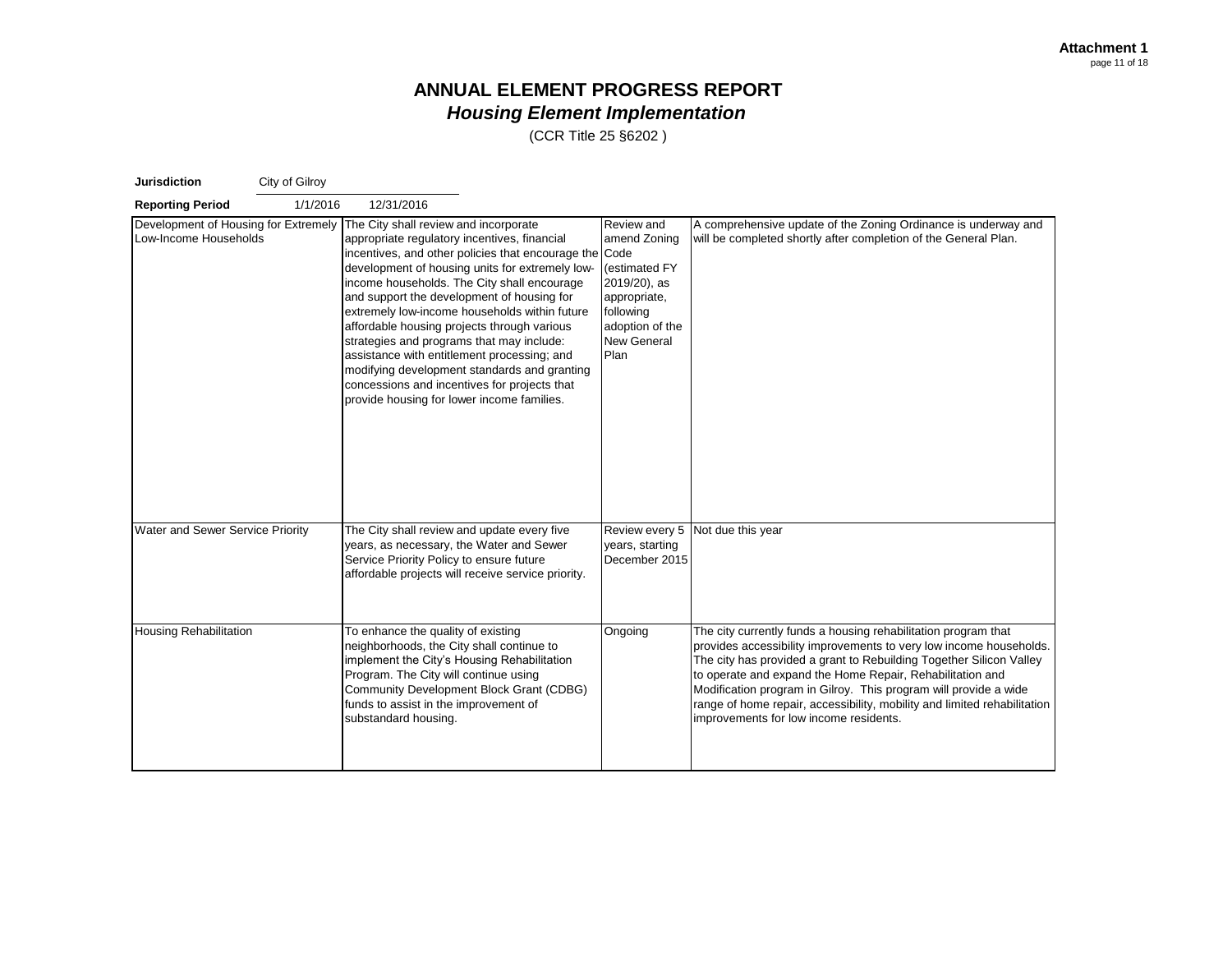**Attachment 1**

# ANNUAL ELEMENT PROGRESS REPORT
## *Housing Element Implementation*
(CCR Title 25 §6202 )

**Jurisdiction** City of Gilroy

**Reporting Period** 1/1/2016 12/31/2016

| | | | |
|---|---|---|---|
| Development of Housing for Extremely Low-Income Households | The City shall review and incorporate appropriate regulatory incentives, financial incentives, and other policies that encourage the development of housing units for extremely low-income households. The City shall encourage and support the development of housing for extremely low-income households within future affordable housing projects through various strategies and programs that may include: assistance with entitlement processing; and modifying development standards and granting concessions and incentives for projects that provide housing for lower income families. | Review and amend Zoning Code (estimated FY 2019/20), as appropriate, following adoption of the New General Plan | A comprehensive update of the Zoning Ordinance is underway and will be completed shortly after completion of the General Plan. |
| Water and Sewer Service Priority | The City shall review and update every five years, as necessary, the Water and Sewer Service Priority Policy to ensure future affordable projects will receive service priority. | Review every 5 years, starting December 2015 | Not due this year |
| Housing Rehabilitation | To enhance the quality of existing neighborhoods, the City shall continue to implement the City's Housing Rehabilitation Program. The City will continue using Community Development Block Grant (CDBG) funds to assist in the improvement of substandard housing. | Ongoing | The city currently funds a housing rehabilitation program that provides accessibility improvements to very low income households. The city has provided a grant to Rebuilding Together Silicon Valley to operate and expand the Home Repair, Rehabilitation and Modification program in Gilroy. This program will provide a wide range of home repair, accessibility, mobility and limited rehabilitation improvements for low income residents. |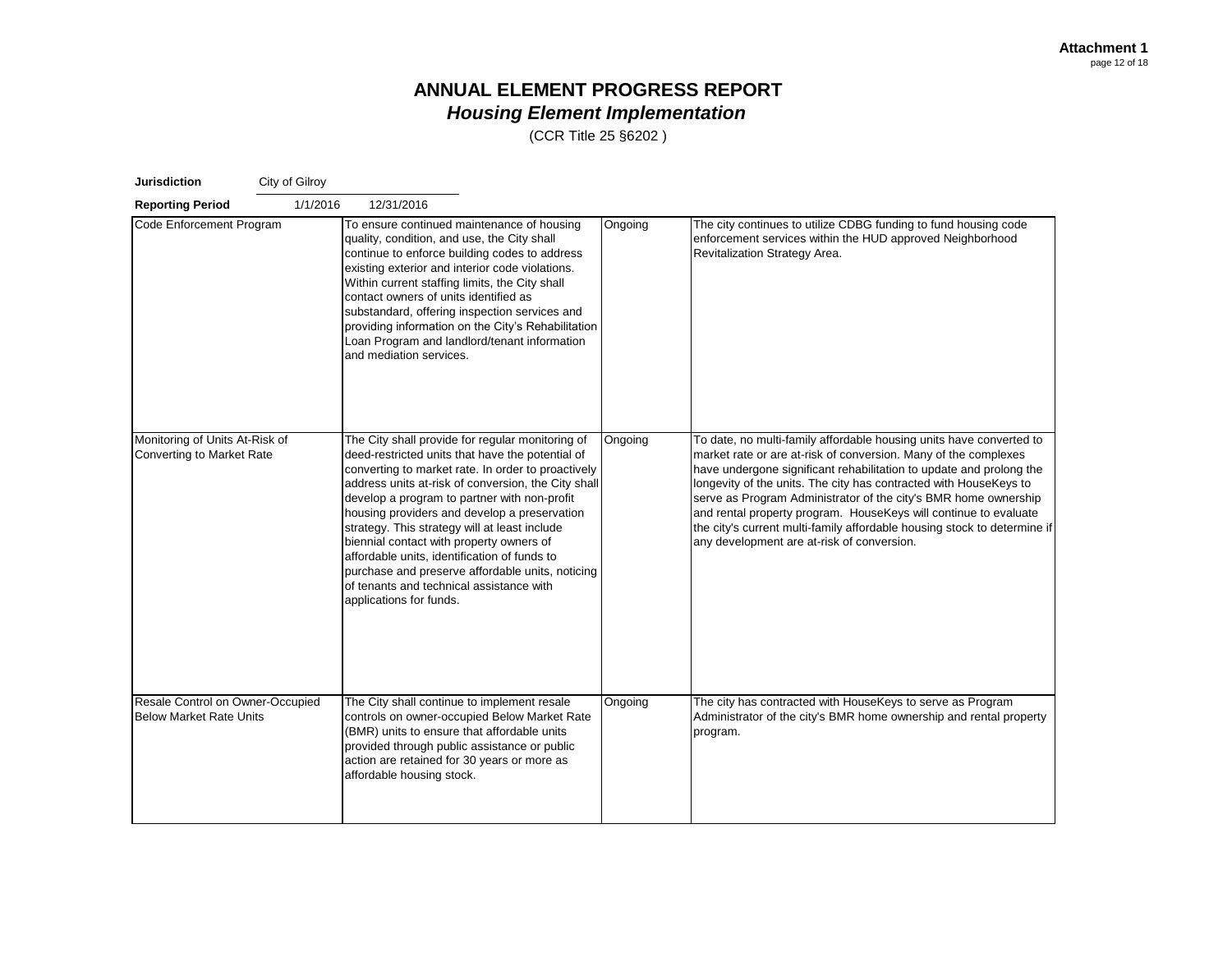**Attachment 1**

# ANNUAL ELEMENT PROGRESS REPORT
## *Housing Element Implementation*
(CCR Title 25 §6202 )

**Jurisdiction** City of Gilroy

**Reporting Period** 1/1/2016 12/31/2016

| | | | |
|---|---|---|---|
| Code Enforcement Program | To ensure continued maintenance of housing quality, condition, and use, the City shall continue to enforce building codes to address existing exterior and interior code violations. Within current staffing limits, the City shall contact owners of units identified as substandard, offering inspection services and providing information on the City's Rehabilitation Loan Program and landlord/tenant information and mediation services. | Ongoing | The city continues to utilize CDBG funding to fund housing code enforcement services within the HUD approved Neighborhood Revitalization Strategy Area. |
| Monitoring of Units At-Risk of Converting to Market Rate | The City shall provide for regular monitoring of deed-restricted units that have the potential of converting to market rate. In order to proactively address units at-risk of conversion, the City shall develop a program to partner with non-profit housing providers and develop a preservation strategy. This strategy will at least include biennial contact with property owners of affordable units, identification of funds to purchase and preserve affordable units, noticing of tenants and technical assistance with applications for funds. | Ongoing | To date, no multi-family affordable housing units have converted to market rate or are at-risk of conversion. Many of the complexes have undergone significant rehabilitation to update and prolong the longevity of the units. The city has contracted with HouseKeys to serve as Program Administrator of the city's BMR home ownership and rental property program. HouseKeys will continue to evaluate the city's current multi-family affordable housing stock to determine if any development are at-risk of conversion. |
| Resale Control on Owner-Occupied Below Market Rate Units | The City shall continue to implement resale controls on owner-occupied Below Market Rate (BMR) units to ensure that affordable units provided through public assistance or public action are retained for 30 years or more as affordable housing stock. | Ongoing | The city has contracted with HouseKeys to serve as Program Administrator of the city's BMR home ownership and rental property program. |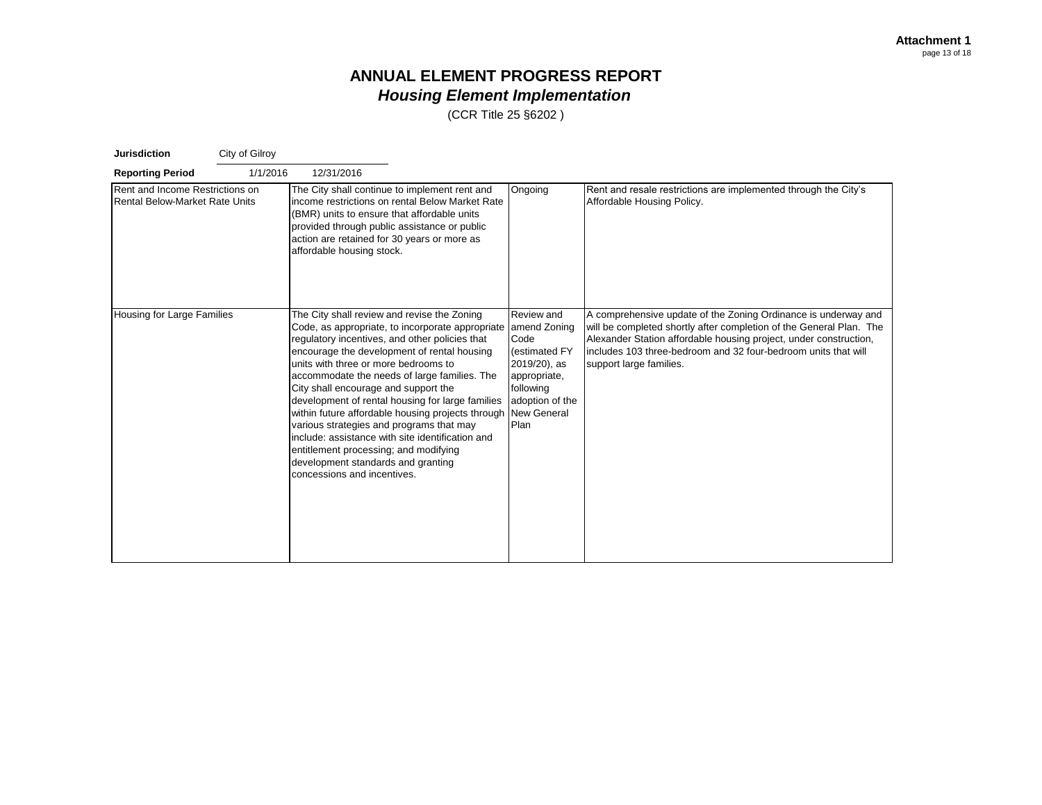**Attachment 1**

# ANNUAL ELEMENT PROGRESS REPORT
## *Housing Element Implementation*

(CCR Title 25 §6202 )

**Jurisdiction** City of Gilroy

**Reporting Period** 1/1/2016 12/31/2016

| | | | |
|---|---|---|---|
| Rent and Income Restrictions on Rental Below-Market Rate Units | The City shall continue to implement rent and income restrictions on rental Below Market Rate (BMR) units to ensure that affordable units provided through public assistance or public action are retained for 30 years or more as affordable housing stock. | Ongoing | Rent and resale restrictions are implemented through the City's Affordable Housing Policy. |
| Housing for Large Families | The City shall review and revise the Zoning Code, as appropriate, to incorporate appropriate regulatory incentives, and other policies that encourage the development of rental housing units with three or more bedrooms to accommodate the needs of large families. The City shall encourage and support the development of rental housing for large families within future affordable housing projects through various strategies and programs that may include: assistance with site identification and entitlement processing; and modifying development standards and granting concessions and incentives. | Review and amend Zoning Code (estimated FY 2019/20), as appropriate, following adoption of the New General Plan | A comprehensive update of the Zoning Ordinance is underway and will be completed shortly after completion of the General Plan. The Alexander Station affordable housing project, under construction, includes 103 three-bedroom and 32 four-bedroom units that will support large families. |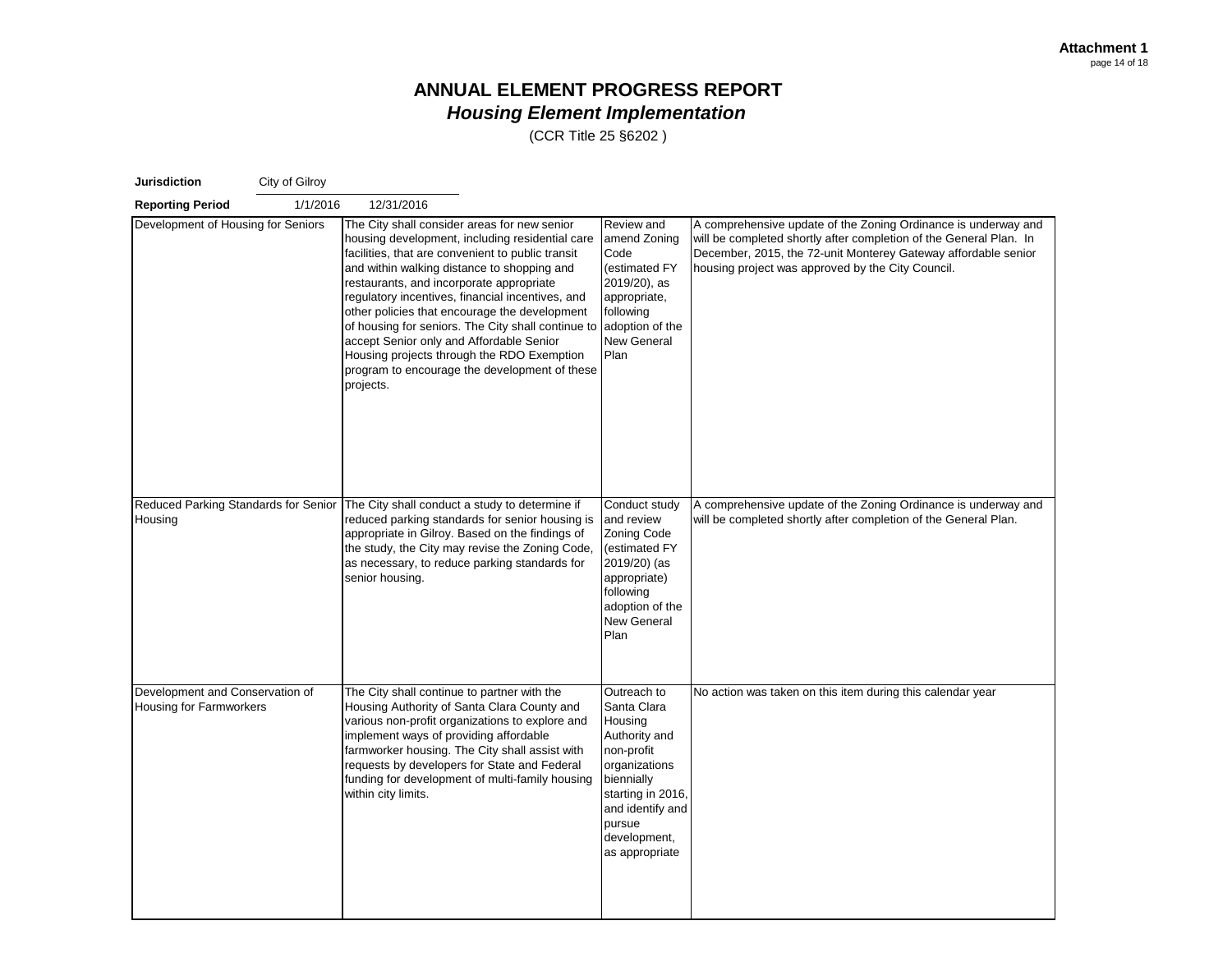**Attachment 1**

# ANNUAL ELEMENT PROGRESS REPORT
## *Housing Element Implementation*

(CCR Title 25 §6202 )

**Jurisdiction** City of Gilroy

**Reporting Period** 1/1/2016 12/31/2016

| | | | |
|---|---|---|---|
| Development of Housing for Seniors | The City shall consider areas for new senior housing development, including residential care facilities, that are convenient to public transit and within walking distance to shopping and restaurants, and incorporate appropriate regulatory incentives, financial incentives, and other policies that encourage the development of housing for seniors. The City shall continue to accept Senior only and Affordable Senior Housing projects through the RDO Exemption program to encourage the development of these projects. | Review and amend Zoning Code (estimated FY 2019/20), as appropriate, following adoption of the New General Plan | A comprehensive update of the Zoning Ordinance is underway and will be completed shortly after completion of the General Plan. In December, 2015, the 72-unit Monterey Gateway affordable senior housing project was approved by the City Council. |
| Reduced Parking Standards for Senior Housing | The City shall conduct a study to determine if reduced parking standards for senior housing is appropriate in Gilroy. Based on the findings of the study, the City may revise the Zoning Code, as necessary, to reduce parking standards for senior housing. | Conduct study and review Zoning Code (estimated FY 2019/20) (as appropriate) following adoption of the New General Plan | A comprehensive update of the Zoning Ordinance is underway and will be completed shortly after completion of the General Plan. |
| Development and Conservation of Housing for Farmworkers | The City shall continue to partner with the Housing Authority of Santa Clara County and various non-profit organizations to explore and implement ways of providing affordable farmworker housing. The City shall assist with requests by developers for State and Federal funding for development of multi-family housing within city limits. | Outreach to Santa Clara Housing Authority and non-profit organizations biennially starting in 2016, and identify and pursue development, as appropriate | No action was taken on this item during this calendar year |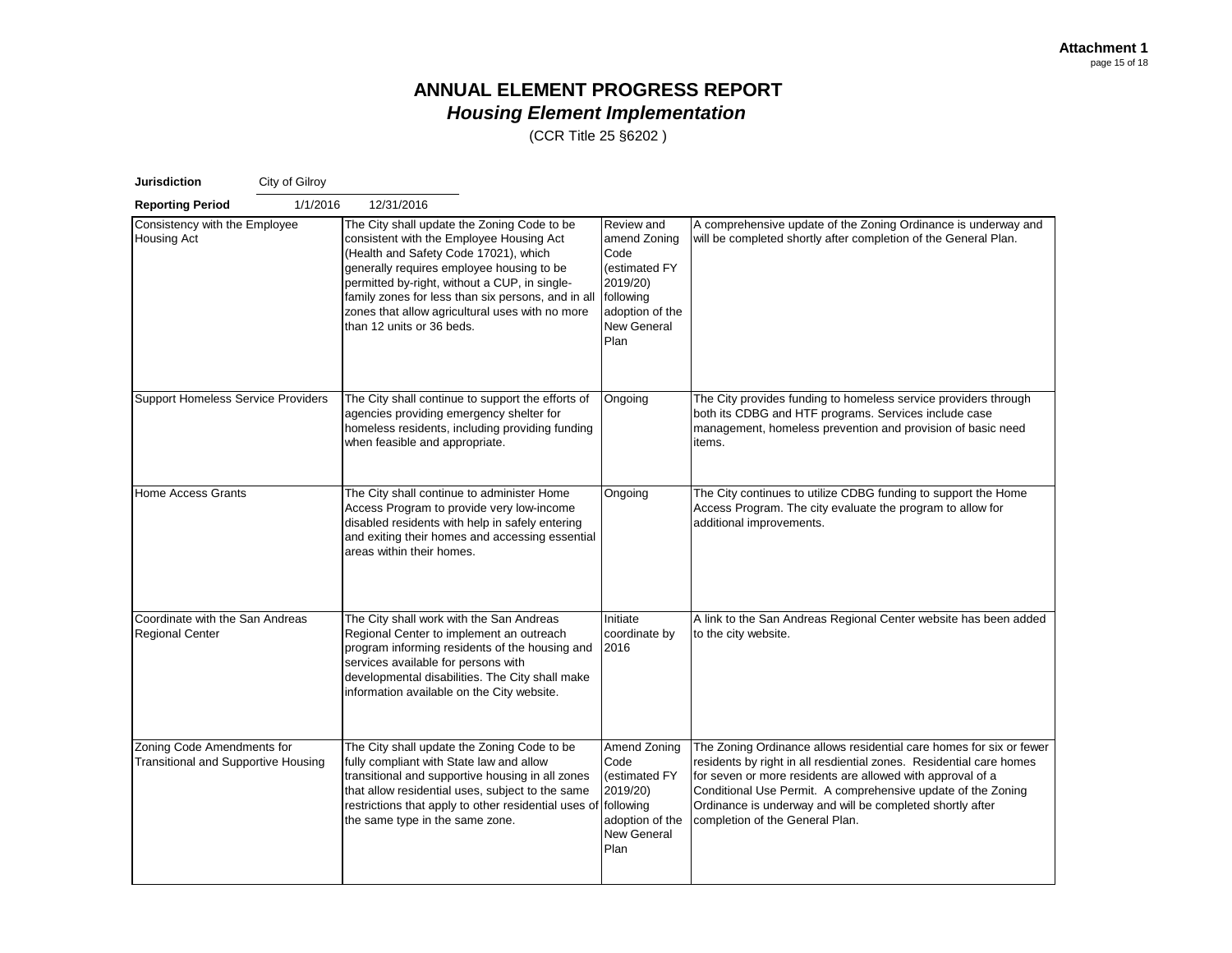**Attachment 1**

# ANNUAL ELEMENT PROGRESS REPORT
## *Housing Element Implementation*
(CCR Title 25 §6202 )

**Jurisdiction** City of Gilroy

**Reporting Period** 1/1/2016 12/31/2016

| | | | |
|---|---|---|---|
| Consistency with the Employee Housing Act | The City shall update the Zoning Code to be consistent with the Employee Housing Act (Health and Safety Code 17021), which generally requires employee housing to be permitted by-right, without a CUP, in single-family zones for less than six persons, and in all zones that allow agricultural uses with no more than 12 units or 36 beds. | Review and amend Zoning Code (estimated FY 2019/20) following adoption of the New General Plan | A comprehensive update of the Zoning Ordinance is underway and will be completed shortly after completion of the General Plan. |
| Support Homeless Service Providers | The City shall continue to support the efforts of agencies providing emergency shelter for homeless residents, including providing funding when feasible and appropriate. | Ongoing | The City provides funding to homeless service providers through both its CDBG and HTF programs. Services include case management, homeless prevention and provision of basic need items. |
| Home Access Grants | The City shall continue to administer Home Access Program to provide very low-income disabled residents with help in safely entering and exiting their homes and accessing essential areas within their homes. | Ongoing | The City continues to utilize CDBG funding to support the Home Access Program. The city evaluate the program to allow for additional improvements. |
| Coordinate with the San Andreas Regional Center | The City shall work with the San Andreas Regional Center to implement an outreach program informing residents of the housing and services available for persons with developmental disabilities. The City shall make information available on the City website. | Initiate coordinate by 2016 | A link to the San Andreas Regional Center website has been added to the city website. |
| Zoning Code Amendments for Transitional and Supportive Housing | The City shall update the Zoning Code to be fully compliant with State law and allow transitional and supportive housing in all zones that allow residential uses, subject to the same restrictions that apply to other residential uses of the same type in the same zone. | Amend Zoning Code (estimated FY 2019/20) following adoption of the New General Plan | The Zoning Ordinance allows residential care homes for six or fewer residents by right in all resdiential zones. Residential care homes for seven or more residents are allowed with approval of a Conditional Use Permit. A comprehensive update of the Zoning Ordinance is underway and will be completed shortly after completion of the General Plan. |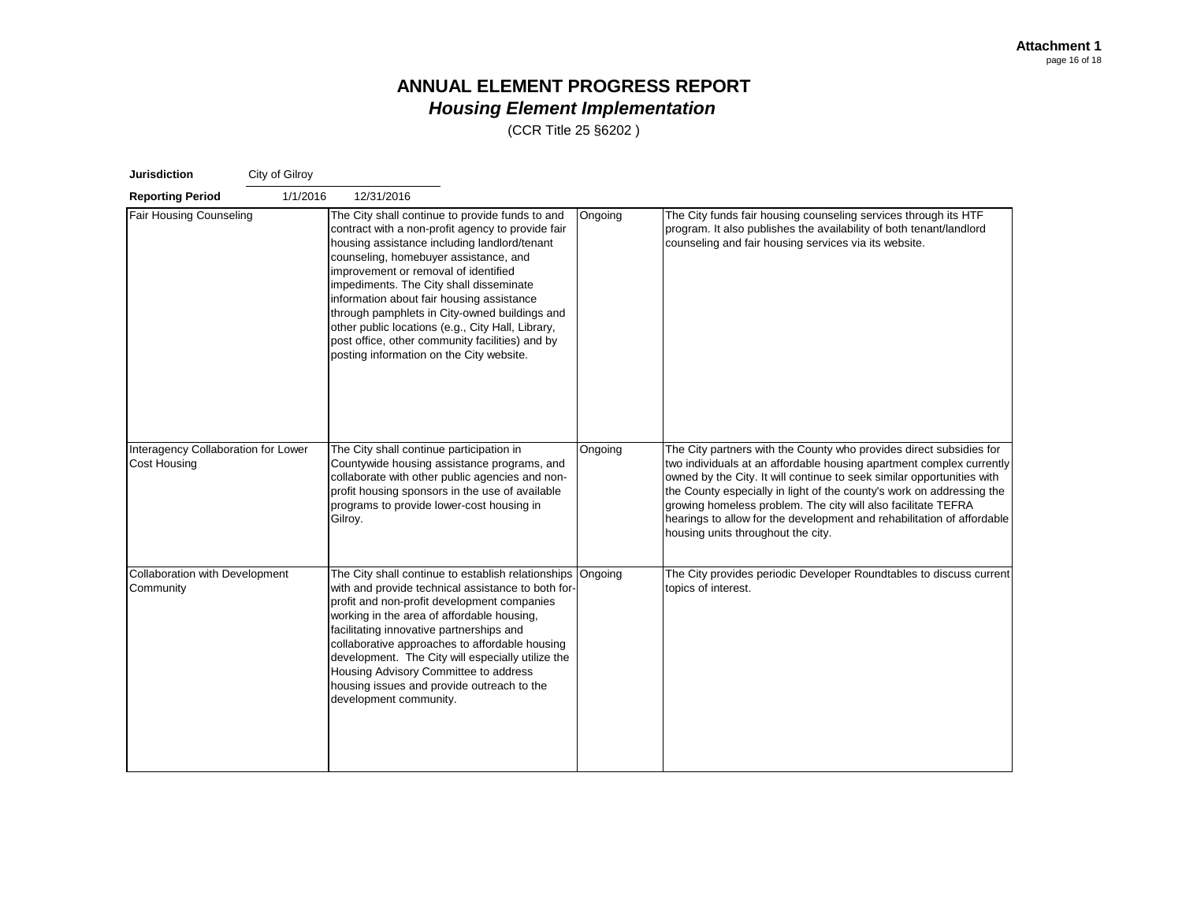**Attachment 1**

# ANNUAL ELEMENT PROGRESS REPORT
## *Housing Element Implementation*

(CCR Title 25 §6202 )

**Jurisdiction** City of Gilroy

**Reporting Period** 1/1/2016 12/31/2016

| | | | |
|---|---|---|---|
| Fair Housing Counseling | The City shall continue to provide funds to and contract with a non-profit agency to provide fair housing assistance including landlord/tenant counseling, homebuyer assistance, and improvement or removal of identified impediments. The City shall disseminate information about fair housing assistance through pamphlets in City-owned buildings and other public locations (e.g., City Hall, Library, post office, other community facilities) and by posting information on the City website. | Ongoing | The City funds fair housing counseling services through its HTF program. It also publishes the availability of both tenant/landlord counseling and fair housing services via its website. |
| Interagency Collaboration for Lower Cost Housing | The City shall continue participation in Countywide housing assistance programs, and collaborate with other public agencies and non-profit housing sponsors in the use of available programs to provide lower-cost housing in Gilroy. | Ongoing | The City partners with the County who provides direct subsidies for two individuals at an affordable housing apartment complex currently owned by the City. It will continue to seek similar opportunities with the County especially in light of the county's work on addressing the growing homeless problem. The city will also facilitate TEFRA hearings to allow for the development and rehabilitation of affordable housing units throughout the city. |
| Collaboration with Development Community | The City shall continue to establish relationships with and provide technical assistance to both for-profit and non-profit development companies working in the area of affordable housing, facilitating innovative partnerships and collaborative approaches to affordable housing development. The City will especially utilize the Housing Advisory Committee to address housing issues and provide outreach to the development community. | Ongoing | The City provides periodic Developer Roundtables to discuss current topics of interest. |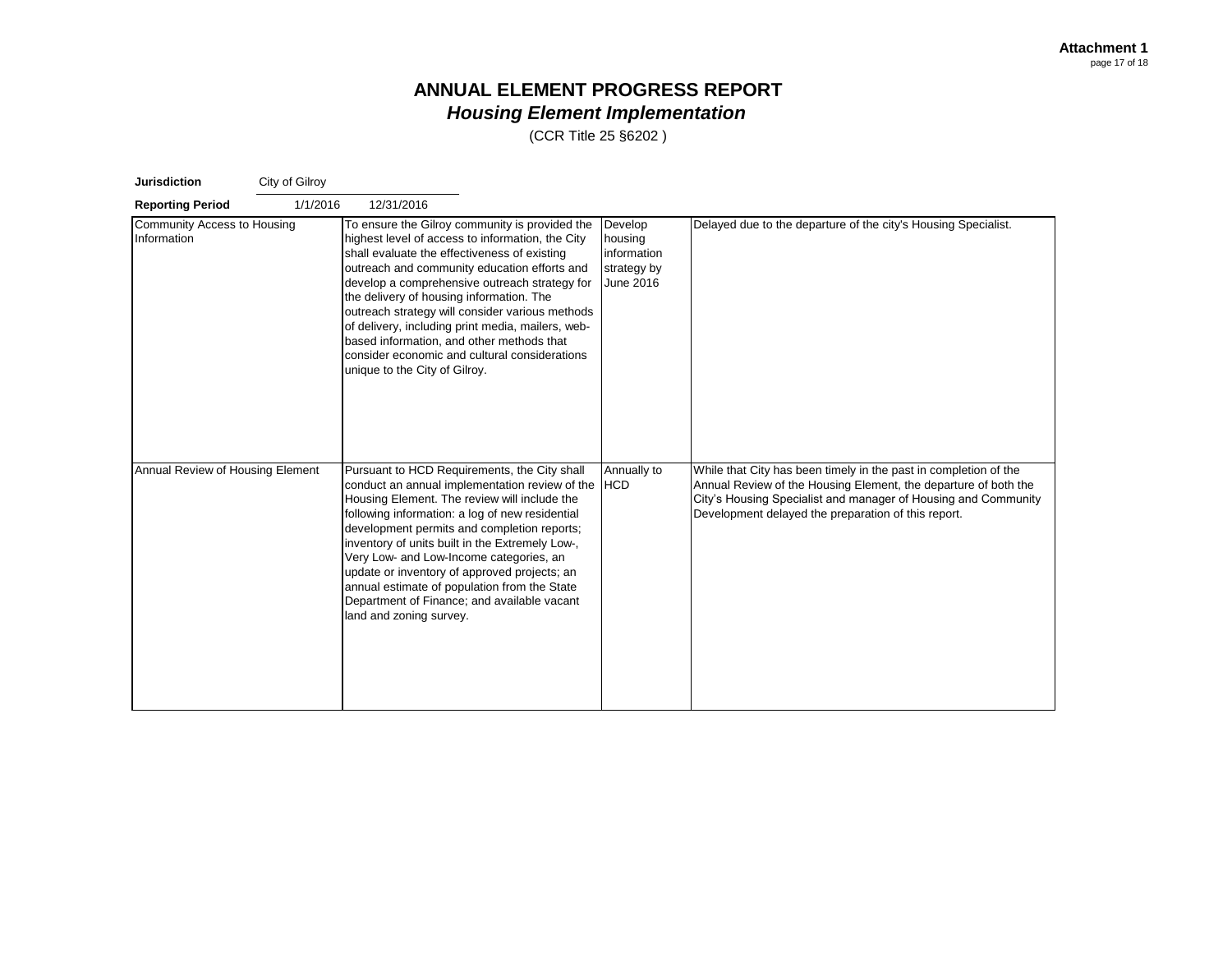**Attachment 1**

# ANNUAL ELEMENT PROGRESS REPORT
## *Housing Element Implementation*
(CCR Title 25 §6202 )

**Jurisdiction** City of Gilroy

**Reporting Period** 1/1/2016 12/31/2016

| | | | |
|---|---|---|---|
| Community Access to Housing Information | To ensure the Gilroy community is provided the highest level of access to information, the City shall evaluate the effectiveness of existing outreach and community education efforts and develop a comprehensive outreach strategy for the delivery of housing information. The outreach strategy will consider various methods of delivery, including print media, mailers, web-based information, and other methods that consider economic and cultural considerations unique to the City of Gilroy. | Develop housing information strategy by June 2016 | Delayed due to the departure of the city's Housing Specialist. |
| Annual Review of Housing Element | Pursuant to HCD Requirements, the City shall conduct an annual implementation review of the Housing Element. The review will include the following information: a log of new residential development permits and completion reports; inventory of units built in the Extremely Low-, Very Low- and Low-Income categories, an update or inventory of approved projects; an annual estimate of population from the State Department of Finance; and available vacant land and zoning survey. | Annually to HCD | While that City has been timely in the past in completion of the Annual Review of the Housing Element, the departure of both the City's Housing Specialist and manager of Housing and Community Development delayed the preparation of this report. |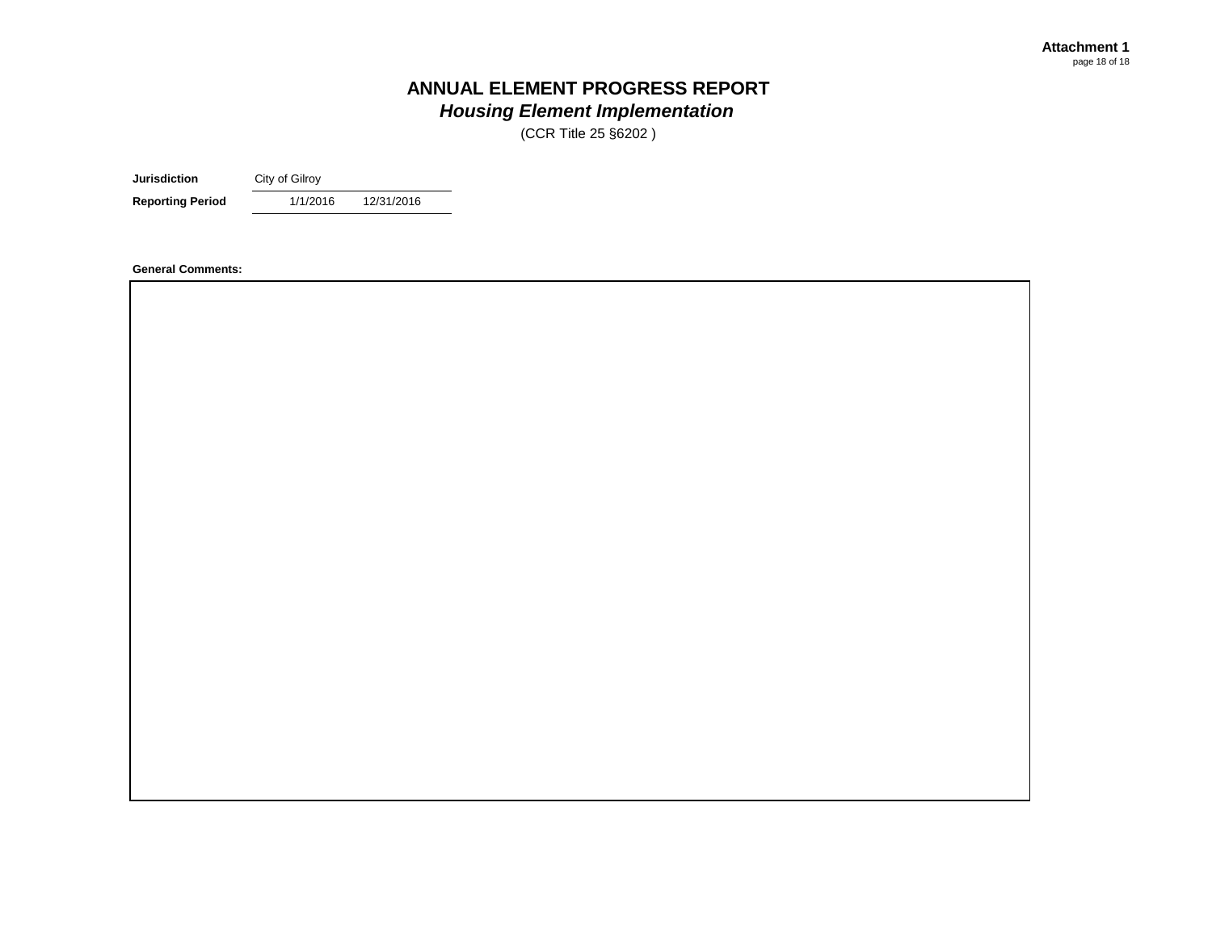# ANNUAL ELEMENT PROGRESS REPORT

## *Housing Element Implementation*

(CCR Title 25 §6202 )

| | | |
|---|---|---|
| **Jurisdiction** | City of Gilroy | |
| **Reporting Period** | 1/1/2016 | 12/31/2016 |

**General Comments:**